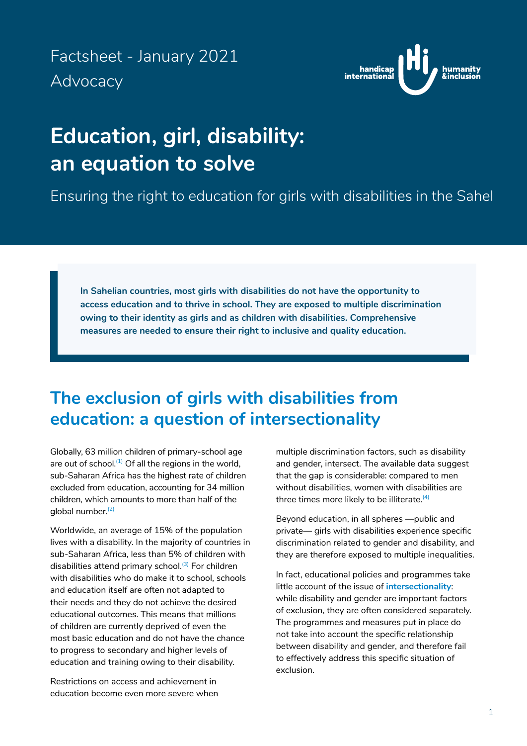Factsheet - January 2021
Advocacy

handicap international | humanity & inclusion

# Education, girl, disability: an equation to solve

Ensuring the right to education for girls with disabilities in the Sahel

> **In Sahelian countries, most girls with disabilities do not have the opportunity to access education and to thrive in school. They are exposed to multiple discrimination owing to their identity as girls and as children with disabilities. Comprehensive measures are needed to ensure their right to inclusive and quality education.**

## The exclusion of girls with disabilities from education: a question of intersectionality

Globally, 63 million children of primary-school age are out of school.[1] Of all the regions in the world, sub-Saharan Africa has the highest rate of children excluded from education, accounting for 34 million children, which amounts to more than half of the global number.[2]

Worldwide, an average of 15% of the population lives with a disability. In the majority of countries in sub-Saharan Africa, less than 5% of children with disabilities attend primary school.[3] For children with disabilities who do make it to school, schools and education itself are often not adapted to their needs and they do not achieve the desired educational outcomes. This means that millions of children are currently deprived of even the most basic education and do not have the chance to progress to secondary and higher levels of education and training owing to their disability.

Restrictions on access and achievement in education become even more severe when multiple discrimination factors, such as disability and gender, intersect. The available data suggest that the gap is considerable: compared to men without disabilities, women with disabilities are three times more likely to be illiterate.[4]

Beyond education, in all spheres —public and private— girls with disabilities experience specific discrimination related to gender and disability, and they are therefore exposed to multiple inequalities.

In fact, educational policies and programmes take little account of the issue of **intersectionality**: while disability and gender are important factors of exclusion, they are often considered separately. The programmes and measures put in place do not take into account the specific relationship between disability and gender, and therefore fail to effectively address this specific situation of exclusion.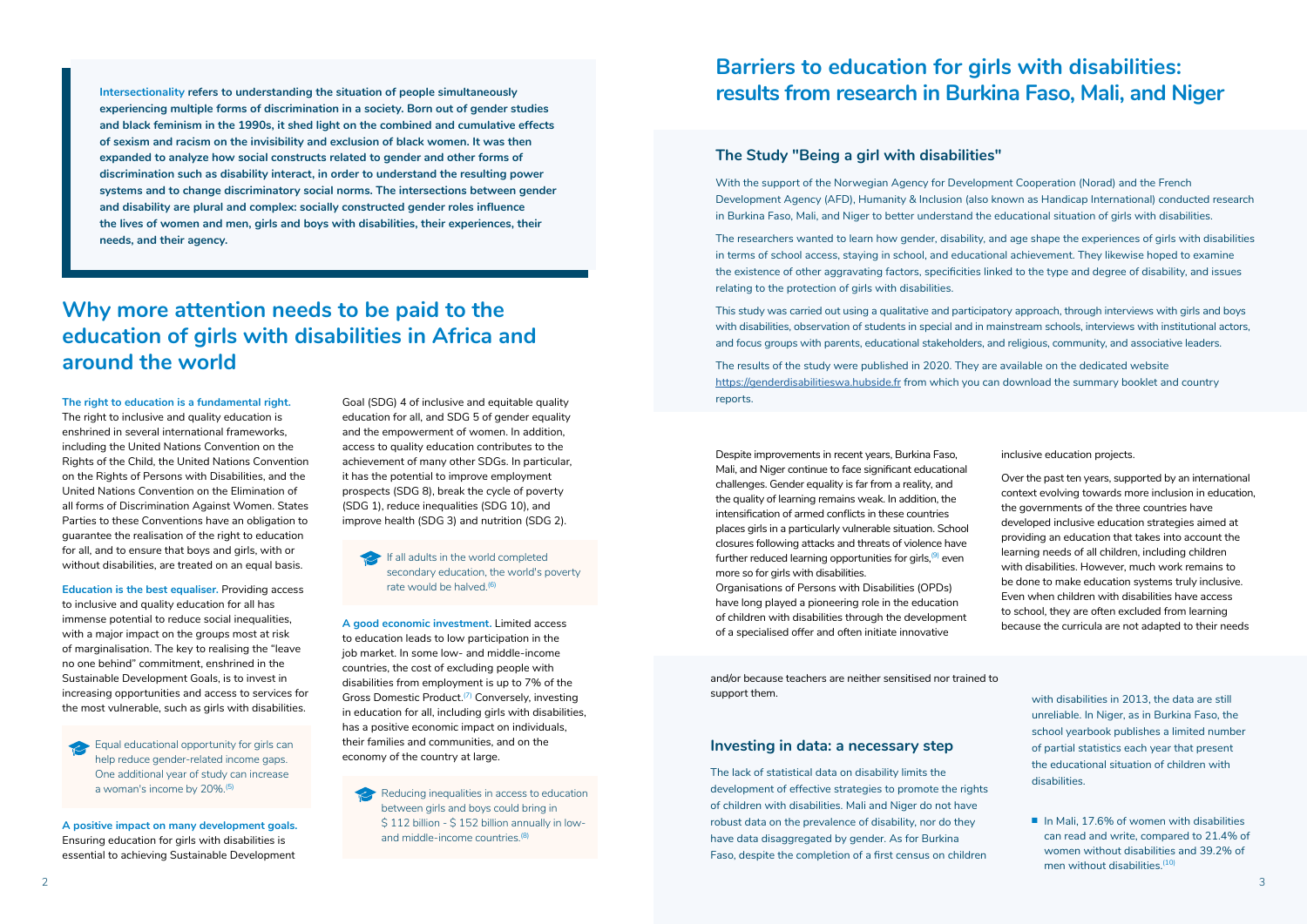**Intersectionality refers to understanding the situation of people simultaneously experiencing multiple forms of discrimination in a society. Born out of gender studies and black feminism in the 1990s, it shed light on the combined and cumulative effects of sexism and racism on the invisibility and exclusion of black women. It was then expanded to analyze how social constructs related to gender and other forms of discrimination such as disability interact, in order to understand the resulting power systems and to change discriminatory social norms. The intersections between gender and disability are plural and complex: socially constructed gender roles influence the lives of women and men, girls and boys with disabilities, their experiences, their needs, and their agency.**

## Why more attention needs to be paid to the education of girls with disabilities in Africa and around the world

**The right to education is a fundamental right.** The right to inclusive and quality education is enshrined in several international frameworks, including the United Nations Convention on the Rights of the Child, the United Nations Convention on the Rights of Persons with Disabilities, and the United Nations Convention on the Elimination of all forms of Discrimination Against Women. States Parties to these Conventions have an obligation to guarantee the realisation of the right to education for all, and to ensure that boys and girls, with or without disabilities, are treated on an equal basis.

**Education is the best equaliser.** Providing access to inclusive and quality education for all has immense potential to reduce social inequalities, with a major impact on the groups most at risk of marginalisation. The key to realising the "leave no one behind" commitment, enshrined in the Sustainable Development Goals, is to invest in increasing opportunities and access to services for the most vulnerable, such as girls with disabilities.

> Equal educational opportunity for girls can help reduce gender-related income gaps. One additional year of study can increase a woman's income by 20%.[5]

**A positive impact on many development goals.** Ensuring education for girls with disabilities is essential to achieving Sustainable Development Goal (SDG) 4 of inclusive and equitable quality education for all, and SDG 5 of gender equality and the empowerment of women. In addition, access to quality education contributes to the achievement of many other SDGs. In particular, it has the potential to improve employment prospects (SDG 8), break the cycle of poverty (SDG 1), reduce inequalities (SDG 10), and improve health (SDG 3) and nutrition (SDG 2).

> If all adults in the world completed secondary education, the world's poverty rate would be halved.[6]

**A good economic investment.** Limited access to education leads to low participation in the job market. In some low- and middle-income countries, the cost of excluding people with disabilities from employment is up to 7% of the Gross Domestic Product.[7] Conversely, investing in education for all, including girls with disabilities, has a positive economic impact on individuals, their families and communities, and on the economy of the country at large.

> Reducing inequalities in access to education between girls and boys could bring in \$ 112 billion - \$ 152 billion annually in low- and middle-income countries.[8]

## Barriers to education for girls with disabilities: results from research in Burkina Faso, Mali, and Niger

### The Study "Being a girl with disabilities"

With the support of the Norwegian Agency for Development Cooperation (Norad) and the French Development Agency (AFD), Humanity & Inclusion (also known as Handicap International) conducted research in Burkina Faso, Mali, and Niger to better understand the educational situation of girls with disabilities.

The researchers wanted to learn how gender, disability, and age shape the experiences of girls with disabilities in terms of school access, staying in school, and educational achievement. They likewise hoped to examine the existence of other aggravating factors, specificities linked to the type and degree of disability, and issues relating to the protection of girls with disabilities.

This study was carried out using a qualitative and participatory approach, through interviews with girls and boys with disabilities, observation of students in special and in mainstream schools, interviews with institutional actors, and focus groups with parents, educational stakeholders, and religious, community, and associative leaders.

The results of the study were published in 2020. They are available on the dedicated website https://genderdisabilitieswa.hubside.fr from which you can download the summary booklet and country reports.

Despite improvements in recent years, Burkina Faso, Mali, and Niger continue to face significant educational challenges. Gender equality is far from a reality, and the quality of learning remains weak. In addition, the intensification of armed conflicts in these countries places girls in a particularly vulnerable situation. School closures following attacks and threats of violence have further reduced learning opportunities for girls,[9] even more so for girls with disabilities.

Organisations of Persons with Disabilities (OPDs) have long played a pioneering role in the education of children with disabilities through the development of a specialised offer and often initiate innovative inclusive education projects.

Over the past ten years, supported by an international context evolving towards more inclusion in education, the governments of the three countries have developed inclusive education strategies aimed at providing an education that takes into account the learning needs of all children, including children with disabilities. However, much work remains to be done to make education systems truly inclusive. Even when children with disabilities have access to school, they are often excluded from learning because the curricula are not adapted to their needs and/or because teachers are neither sensitised nor trained to support them.

### Investing in data: a necessary step

The lack of statistical data on disability limits the development of effective strategies to promote the rights of children with disabilities. Mali and Niger do not have robust data on the prevalence of disability, nor do they have data disaggregated by gender. As for Burkina Faso, despite the completion of a first census on children with disabilities in 2013, the data are still unreliable. In Niger, as in Burkina Faso, the school yearbook publishes a limited number of partial statistics each year that present the educational situation of children with disabilities.

- In Mali, 17.6% of women with disabilities can read and write, compared to 21.4% of women without disabilities and 39.2% of men without disabilities.[10]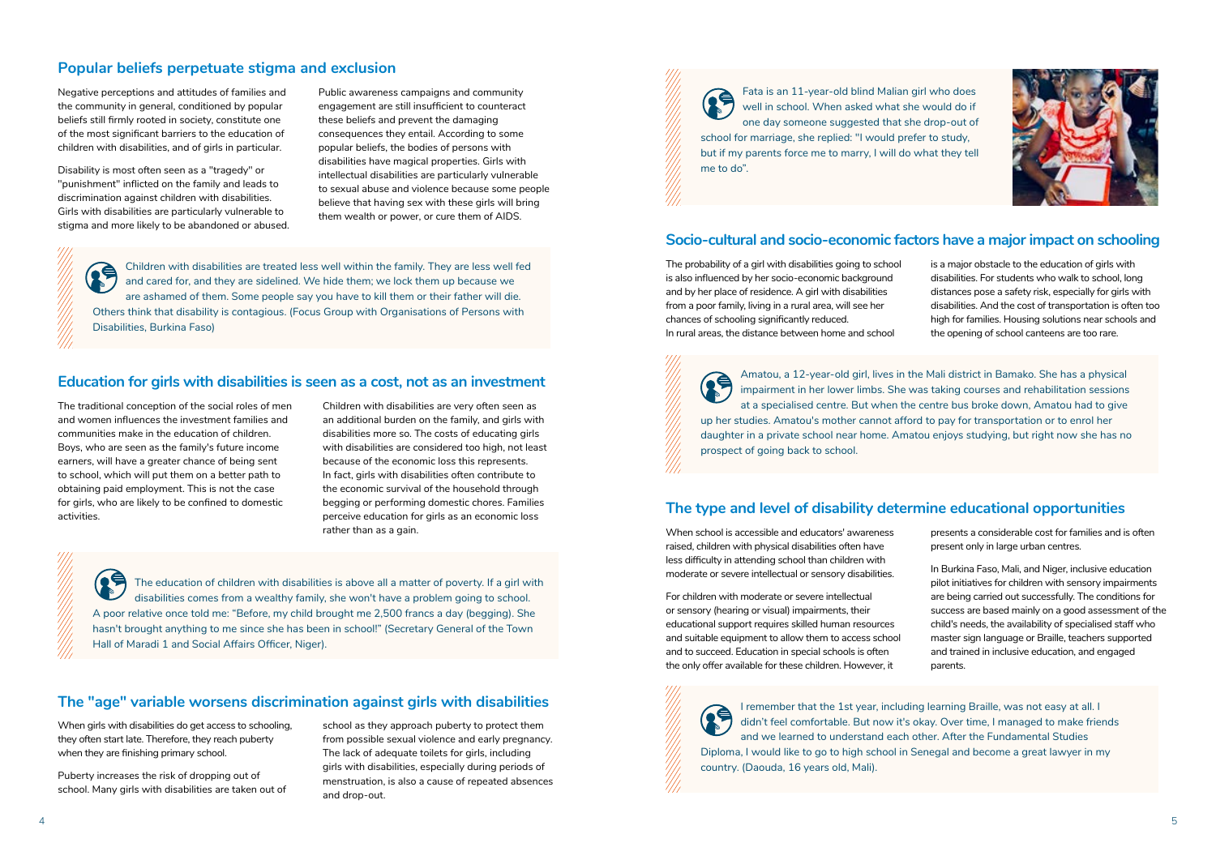## Popular beliefs perpetuate stigma and exclusion

Negative perceptions and attitudes of families and the community in general, conditioned by popular beliefs still firmly rooted in society, constitute one of the most significant barriers to the education of children with disabilities, and of girls in particular.

Disability is most often seen as a "tragedy" or "punishment" inflicted on the family and leads to discrimination against children with disabilities. Girls with disabilities are particularly vulnerable to stigma and more likely to be abandoned or abused.

Public awareness campaigns and community engagement are still insufficient to counteract these beliefs and prevent the damaging consequences they entail. According to some popular beliefs, the bodies of persons with disabilities have magical properties. Girls with intellectual disabilities are particularly vulnerable to sexual abuse and violence because some people believe that having sex with these girls will bring them wealth or power, or cure them of AIDS.

> Children with disabilities are treated less well within the family. They are less well fed and cared for, and they are sidelined. We hide them; we lock them up because we are ashamed of them. Some people say you have to kill them or their father will die. Others think that disability is contagious. (Focus Group with Organisations of Persons with Disabilities, Burkina Faso)

## Education for girls with disabilities is seen as a cost, not as an investment

The traditional conception of the social roles of men and women influences the investment families and communities make in the education of children. Boys, who are seen as the family's future income earners, will have a greater chance of being sent to school, which will put them on a better path to obtaining paid employment. This is not the case for girls, who are likely to be confined to domestic activities.

Children with disabilities are very often seen as an additional burden on the family, and girls with disabilities more so. The costs of educating girls with disabilities are considered too high, not least because of the economic loss this represents. In fact, girls with disabilities often contribute to the economic survival of the household through begging or performing domestic chores. Families perceive education for girls as an economic loss rather than as a gain.

> The education of children with disabilities is above all a matter of poverty. If a girl with disabilities comes from a wealthy family, she won't have a problem going to school. A poor relative once told me: "Before, my child brought me 2,500 francs a day (begging). She hasn't brought anything to me since she has been in school!" (Secretary General of the Town Hall of Maradi 1 and Social Affairs Officer, Niger).

## The "age" variable worsens discrimination against girls with disabilities

When girls with disabilities do get access to schooling, they often start late. Therefore, they reach puberty when they are finishing primary school.

Puberty increases the risk of dropping out of school. Many girls with disabilities are taken out of school as they approach puberty to protect them from possible sexual violence and early pregnancy. The lack of adequate toilets for girls, including girls with disabilities, especially during periods of menstruation, is also a cause of repeated absences and drop-out.

> Fata is an 11-year-old blind Malian girl who does well in school. When asked what she would do if one day someone suggested that she drop-out of school for marriage, she replied: "I would prefer to study, but if my parents force me to marry, I will do what they tell me to do".

## Socio-cultural and socio-economic factors have a major impact on schooling

The probability of a girl with disabilities going to school is also influenced by her socio-economic background and by her place of residence. A girl with disabilities from a poor family, living in a rural area, will see her chances of schooling significantly reduced.
In rural areas, the distance between home and school is a major obstacle to the education of girls with disabilities. For students who walk to school, long distances pose a safety risk, especially for girls with disabilities. And the cost of transportation is often too high for families. Housing solutions near schools and the opening of school canteens are too rare.

> Amatou, a 12-year-old girl, lives in the Mali district in Bamako. She has a physical impairment in her lower limbs. She was taking courses and rehabilitation sessions at a specialised centre. But when the centre bus broke down, Amatou had to give up her studies. Amatou's mother cannot afford to pay for transportation or to enrol her daughter in a private school near home. Amatou enjoys studying, but right now she has no prospect of going back to school.

## The type and level of disability determine educational opportunities

When school is accessible and educators' awareness raised, children with physical disabilities often have less difficulty in attending school than children with moderate or severe intellectual or sensory disabilities.

For children with moderate or severe intellectual or sensory (hearing or visual) impairments, their educational support requires skilled human resources and suitable equipment to allow them to access school and to succeed. Education in special schools is often the only offer available for these children. However, it presents a considerable cost for families and is often present only in large urban centres.

In Burkina Faso, Mali, and Niger, inclusive education pilot initiatives for children with sensory impairments are being carried out successfully. The conditions for success are based mainly on a good assessment of the child's needs, the availability of specialised staff who master sign language or Braille, teachers supported and trained in inclusive education, and engaged parents.

> I remember that the 1st year, including learning Braille, was not easy at all. I didn't feel comfortable. But now it's okay. Over time, I managed to make friends and we learned to understand each other. After the Fundamental Studies Diploma, I would like to go to high school in Senegal and become a great lawyer in my country. (Daouda, 16 years old, Mali).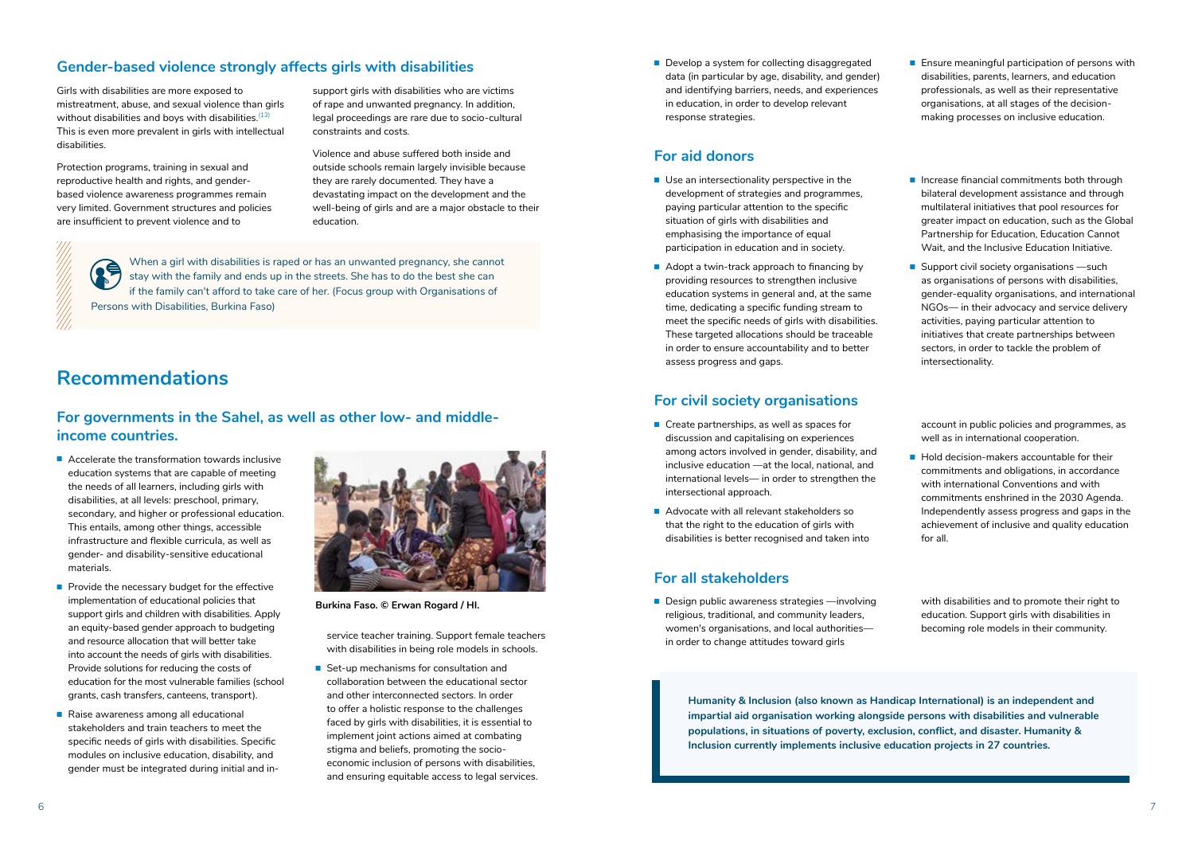## Gender-based violence strongly affects girls with disabilities

Girls with disabilities are more exposed to mistreatment, abuse, and sexual violence than girls without disabilities and boys with disabilities.[13] This is even more prevalent in girls with intellectual disabilities.

Protection programs, training in sexual and reproductive health and rights, and gender-based violence awareness programmes remain very limited. Government structures and policies are insufficient to prevent violence and to support girls with disabilities who are victims of rape and unwanted pregnancy. In addition, legal proceedings are rare due to socio-cultural constraints and costs.

Violence and abuse suffered both inside and outside schools remain largely invisible because they are rarely documented. They have a devastating impact on the development and the well-being of girls and are a major obstacle to their education.

> When a girl with disabilities is raped or has an unwanted pregnancy, she cannot stay with the family and ends up in the streets. She has to do the best she can if the family can't afford to take care of her. (Focus group with Organisations of Persons with Disabilities, Burkina Faso)

# Recommendations

## For governments in the Sahel, as well as other low- and middle-income countries.

- Accelerate the transformation towards inclusive education systems that are capable of meeting the needs of all learners, including girls with disabilities, at all levels: preschool, primary, secondary, and higher or professional education. This entails, among other things, accessible infrastructure and flexible curricula, as well as gender- and disability-sensitive educational materials.
- Provide the necessary budget for the effective implementation of educational policies that support girls and children with disabilities. Apply an equity-based gender approach to budgeting and resource allocation that will better take into account the needs of girls with disabilities. Provide solutions for reducing the costs of education for the most vulnerable families (school grants, cash transfers, canteens, transport).
- Raise awareness among all educational stakeholders and train teachers to meet the specific needs of girls with disabilities. Specific modules on inclusive education, disability, and gender must be integrated during initial and in-service teacher training. Support female teachers with disabilities in being role models in schools.
- Set-up mechanisms for consultation and collaboration between the educational sector and other interconnected sectors. In order to offer a holistic response to the challenges faced by girls with disabilities, it is essential to implement joint actions aimed at combating stigma and beliefs, promoting the socio-economic inclusion of persons with disabilities, and ensuring equitable access to legal services.
- Develop a system for collecting disaggregated data (in particular by age, disability, and gender) and identifying barriers, needs, and experiences in education, in order to develop relevant response strategies.
- Ensure meaningful participation of persons with disabilities, parents, learners, and education professionals, as well as their representative organisations, at all stages of the decision-making processes on inclusive education.

Burkina Faso. © Erwan Rogard / HI.

## For aid donors

- Use an intersectionality perspective in the development of strategies and programmes, paying particular attention to the specific situation of girls with disabilities and emphasising the importance of equal participation in education and in society.
- Adopt a twin-track approach to financing by providing resources to strengthen inclusive education systems in general and, at the same time, dedicating a specific funding stream to meet the specific needs of girls with disabilities. These targeted allocations should be traceable in order to ensure accountability and to better assess progress and gaps.
- Increase financial commitments both through bilateral development assistance and through multilateral initiatives that pool resources for greater impact on education, such as the Global Partnership for Education, Education Cannot Wait, and the Inclusive Education Initiative.
- Support civil society organisations —such as organisations of persons with disabilities, gender-equality organisations, and international NGOs— in their advocacy and service delivery activities, paying particular attention to initiatives that create partnerships between sectors, in order to tackle the problem of intersectionality.

## For civil society organisations

- Create partnerships, as well as spaces for discussion and capitalising on experiences among actors involved in gender, disability, and inclusive education —at the local, national, and international levels— in order to strengthen the intersectional approach.
- Advocate with all relevant stakeholders so that the right to the education of girls with disabilities is better recognised and taken into account in public policies and programmes, as well as in international cooperation.
- Hold decision-makers accountable for their commitments and obligations, in accordance with international Conventions and with commitments enshrined in the 2030 Agenda. Independently assess progress and gaps in the achievement of inclusive and quality education for all.

## For all stakeholders

- Design public awareness strategies —involving religious, traditional, and community leaders, women's organisations, and local authorities— in order to change attitudes toward girls with disabilities and to promote their right to education. Support girls with disabilities in becoming role models in their community.

**Humanity & Inclusion (also known as Handicap International) is an independent and impartial aid organisation working alongside persons with disabilities and vulnerable populations, in situations of poverty, exclusion, conflict, and disaster. Humanity & Inclusion currently implements inclusive education projects in 27 countries.**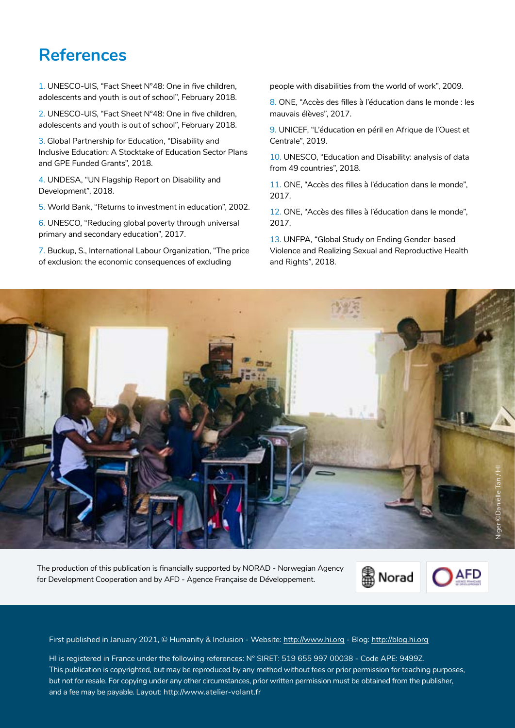# References

1. UNESCO-UIS, "Fact Sheet N°48: One in five children, adolescents and youth is out of school", February 2018.

2. UNESCO-UIS, "Fact Sheet N°48: One in five children, adolescents and youth is out of school", February 2018.

3. Global Partnership for Education, "Disability and Inclusive Education: A Stocktake of Education Sector Plans and GPE Funded Grants", 2018.

4. UNDESA, "UN Flagship Report on Disability and Development", 2018.

5. World Bank, "Returns to investment in education", 2002.

6. UNESCO, "Reducing global poverty through universal primary and secondary education", 2017.

7. Buckup, S., International Labour Organization, "The price of exclusion: the economic consequences of excluding people with disabilities from the world of work", 2009.

8. ONE, "Accès des filles à l'éducation dans le monde : les mauvais élèves", 2017.

9. UNICEF, "L'éducation en péril en Afrique de l'Ouest et Centrale", 2019.

10. UNESCO, "Education and Disability: analysis of data from 49 countries", 2018.

11. ONE, "Accès des filles à l'éducation dans le monde", 2017.

12. ONE, "Accès des filles à l'éducation dans le monde", 2017.

13. UNFPA, "Global Study on Ending Gender-based Violence and Realizing Sexual and Reproductive Health and Rights", 2018.

Niger ©Danielle Tan / HI

The production of this publication is financially supported by NORAD - Norwegian Agency for Development Cooperation and by AFD - Agence Française de Développement.

First published in January 2021, © Humanity & Inclusion - Website: http://www.hi.org - Blog: http://blog.hi.org

HI is registered in France under the following references: N° SIRET: 519 655 997 00038 - Code APE: 9499Z.
This publication is copyrighted, but may be reproduced by any method without fees or prior permission for teaching purposes, but not for resale. For copying under any other circumstances, prior written permission must be obtained from the publisher, and a fee may be payable. Layout: http://www.atelier-volant.fr